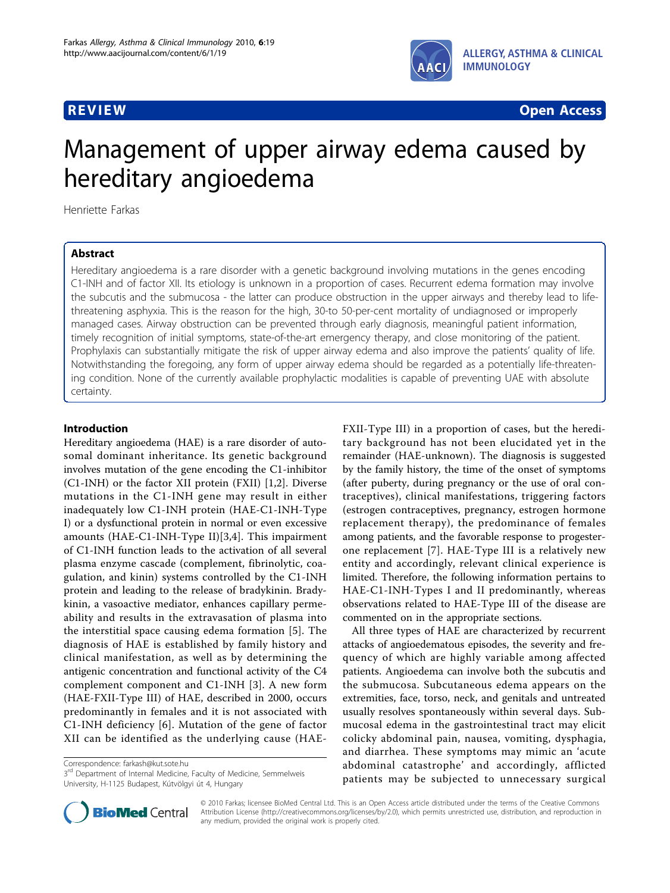**REVIEW** **Open Access**

# Management of upper airway edema caused by hereditary angioedema

Henriette Farkas

## Abstract

Hereditary angioedema is a rare disorder with a genetic background involving mutations in the genes encoding C1-INH and of factor XII. Its etiology is unknown in a proportion of cases. Recurrent edema formation may involve the subcutis and the submucosa - the latter can produce obstruction in the upper airways and thereby lead to life-threatening asphyxia. This is the reason for the high, 30-to 50-per-cent mortality of undiagnosed or improperly managed cases. Airway obstruction can be prevented through early diagnosis, meaningful patient information, timely recognition of initial symptoms, state-of-the-art emergency therapy, and close monitoring of the patient. Prophylaxis can substantially mitigate the risk of upper airway edema and also improve the patients' quality of life. Notwithstanding the foregoing, any form of upper airway edema should be regarded as a potentially life-threatening condition. None of the currently available prophylactic modalities is capable of preventing UAE with absolute certainty.

## Introduction

Hereditary angioedema (HAE) is a rare disorder of autosomal dominant inheritance. Its genetic background involves mutation of the gene encoding the C1-inhibitor (C1-INH) or the factor XII protein (FXII) [1,2]. Diverse mutations in the C1-INH gene may result in either inadequately low C1-INH protein (HAE-C1-INH-Type I) or a dysfunctional protein in normal or even excessive amounts (HAE-C1-INH-Type II)[3,4]. This impairment of C1-INH function leads to the activation of all several plasma enzyme cascade (complement, fibrinolytic, coagulation, and kinin) systems controlled by the C1-INH protein and leading to the release of bradykinin. Bradykinin, a vasoactive mediator, enhances capillary permeability and results in the extravasation of plasma into the interstitial space causing edema formation [5]. The diagnosis of HAE is established by family history and clinical manifestation, as well as by determining the antigenic concentration and functional activity of the C4 complement component and C1-INH [3]. A new form (HAE-FXII-Type III) of HAE, described in 2000, occurs predominantly in females and it is not associated with C1-INH deficiency [6]. Mutation of the gene of factor XII can be identified as the underlying cause (HAE-FXII-Type III) in a proportion of cases, but the hereditary background has not been elucidated yet in the remainder (HAE-unknown). The diagnosis is suggested by the family history, the time of the onset of symptoms (after puberty, during pregnancy or the use of oral contraceptives), clinical manifestations, triggering factors (estrogen contraceptives, pregnancy, estrogen hormone replacement therapy), the predominance of females among patients, and the favorable response to progesterone replacement [7]. HAE-Type III is a relatively new entity and accordingly, relevant clinical experience is limited. Therefore, the following information pertains to HAE-C1-INH-Types I and II predominantly, whereas observations related to HAE-Type III of the disease are commented on in the appropriate sections.

All three types of HAE are characterized by recurrent attacks of angioedematous episodes, the severity and frequency of which are highly variable among affected patients. Angioedema can involve both the subcutis and the submucosa. Subcutaneous edema appears on the extremities, face, torso, neck, and genitals and untreated usually resolves spontaneously within several days. Submucosal edema in the gastrointestinal tract may elicit colicky abdominal pain, nausea, vomiting, dysphagia, and diarrhea. These symptoms may mimic an 'acute abdominal catastrophe' and accordingly, afflicted patients may be subjected to unnecessary surgical

Correspondence: farkash@kut.sote.hu
3[rd] Department of Internal Medicine, Faculty of Medicine, Semmelweis University, H-1125 Budapest, Kútvölgyi út 4, Hungary

© 2010 Farkas; licensee BioMed Central Ltd. This is an Open Access article distributed under the terms of the Creative Commons Attribution License (http://creativecommons.org/licenses/by/2.0), which permits unrestricted use, distribution, and reproduction in any medium, provided the original work is properly cited.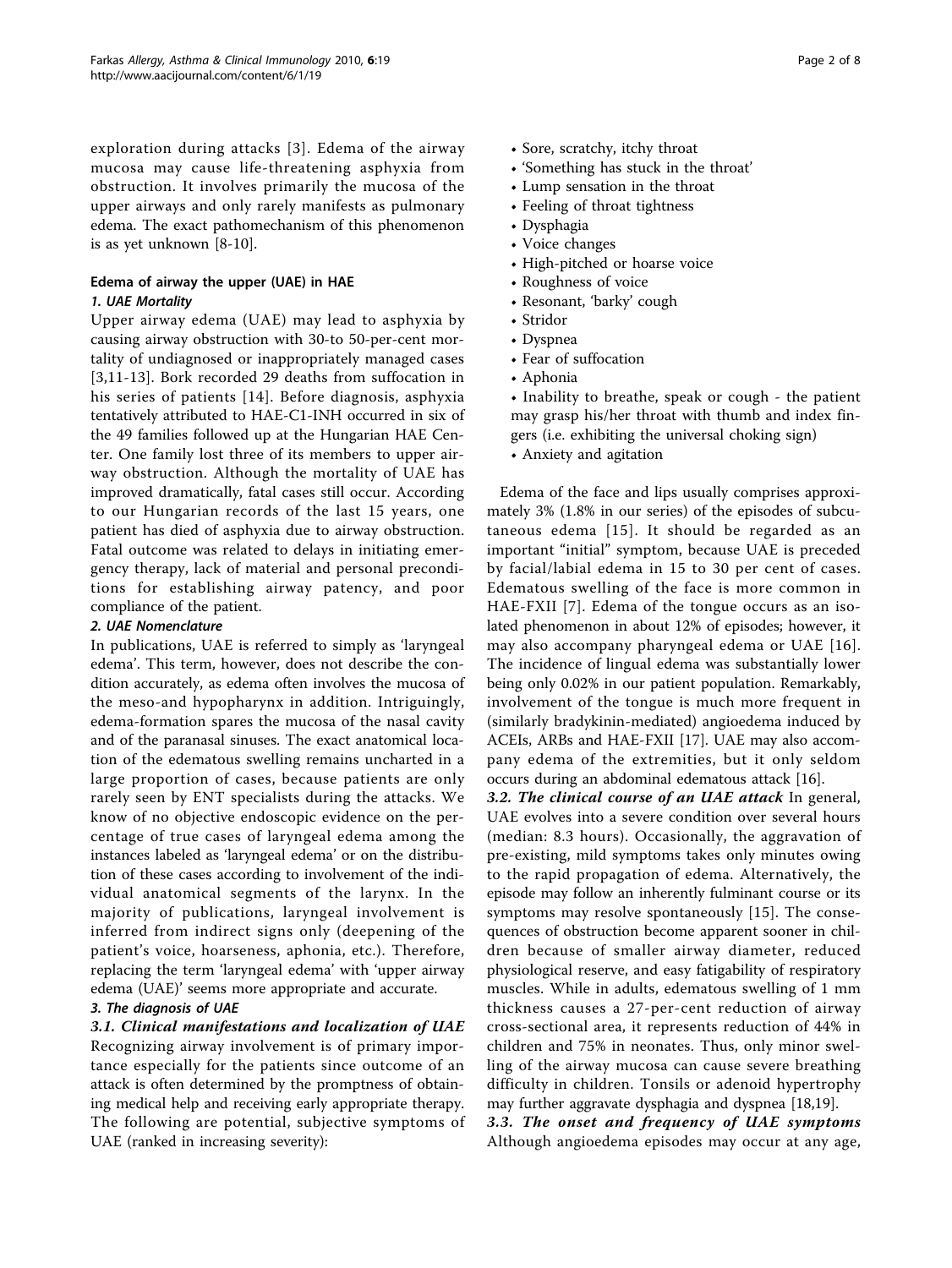exploration during attacks [3]. Edema of the airway mucosa may cause life-threatening asphyxia from obstruction. It involves primarily the mucosa of the upper airways and only rarely manifests as pulmonary edema. The exact pathomechanism of this phenomenon is as yet unknown [8-10].

## Edema of airway the upper (UAE) in HAE

### *1. UAE Mortality*

Upper airway edema (UAE) may lead to asphyxia by causing airway obstruction with 30-to 50-per-cent mortality of undiagnosed or inappropriately managed cases [3,11-13]. Bork recorded 29 deaths from suffocation in his series of patients [14]. Before diagnosis, asphyxia tentatively attributed to HAE-C1-INH occurred in six of the 49 families followed up at the Hungarian HAE Center. One family lost three of its members to upper airway obstruction. Although the mortality of UAE has improved dramatically, fatal cases still occur. According to our Hungarian records of the last 15 years, one patient has died of asphyxia due to airway obstruction. Fatal outcome was related to delays in initiating emergency therapy, lack of material and personal preconditions for establishing airway patency, and poor compliance of the patient.

### *2. UAE Nomenclature*

In publications, UAE is referred to simply as 'laryngeal edema'. This term, however, does not describe the condition accurately, as edema often involves the mucosa of the meso-and hypopharynx in addition. Intriguingly, edema-formation spares the mucosa of the nasal cavity and of the paranasal sinuses. The exact anatomical location of the edematous swelling remains uncharted in a large proportion of cases, because patients are only rarely seen by ENT specialists during the attacks. We know of no objective endoscopic evidence on the percentage of true cases of laryngeal edema among the instances labeled as 'laryngeal edema' or on the distribution of these cases according to involvement of the individual anatomical segments of the larynx. In the majority of publications, laryngeal involvement is inferred from indirect signs only (deepening of the patient's voice, hoarseness, aphonia, etc.). Therefore, replacing the term 'laryngeal edema' with 'upper airway edema (UAE)' seems more appropriate and accurate.

### *3. The diagnosis of UAE*

***3.1. Clinical manifestations and localization of UAE*** Recognizing airway involvement is of primary importance especially for the patients since outcome of an attack is often determined by the promptness of obtaining medical help and receiving early appropriate therapy. The following are potential, subjective symptoms of UAE (ranked in increasing severity):

- Sore, scratchy, itchy throat
- 'Something has stuck in the throat'
- Lump sensation in the throat
- Feeling of throat tightness
- Dysphagia
- Voice changes
- High-pitched or hoarse voice
- Roughness of voice
- Resonant, 'barky' cough
- Stridor
- Dyspnea
- Fear of suffocation
- Aphonia
- Inability to breathe, speak or cough - the patient may grasp his/her throat with thumb and index fingers (i.e. exhibiting the universal choking sign)
- Anxiety and agitation

Edema of the face and lips usually comprises approximately 3% (1.8% in our series) of the episodes of subcutaneous edema [15]. It should be regarded as an important "initial" symptom, because UAE is preceded by facial/labial edema in 15 to 30 per cent of cases. Edematous swelling of the face is more common in HAE-FXII [7]. Edema of the tongue occurs as an isolated phenomenon in about 12% of episodes; however, it may also accompany pharyngeal edema or UAE [16]. The incidence of lingual edema was substantially lower being only 0.02% in our patient population. Remarkably, involvement of the tongue is much more frequent in (similarly bradykinin-mediated) angioedema induced by ACEIs, ARBs and HAE-FXII [17]. UAE may also accompany edema of the extremities, but it only seldom occurs during an abdominal edematous attack [16].

***3.2. The clinical course of an UAE attack*** In general, UAE evolves into a severe condition over several hours (median: 8.3 hours). Occasionally, the aggravation of pre-existing, mild symptoms takes only minutes owing to the rapid propagation of edema. Alternatively, the episode may follow an inherently fulminant course or its symptoms may resolve spontaneously [15]. The consequences of obstruction become apparent sooner in children because of smaller airway diameter, reduced physiological reserve, and easy fatigability of respiratory muscles. While in adults, edematous swelling of 1 mm thickness causes a 27-per-cent reduction of airway cross-sectional area, it represents reduction of 44% in children and 75% in neonates. Thus, only minor swelling of the airway mucosa can cause severe breathing difficulty in children. Tonsils or adenoid hypertrophy may further aggravate dysphagia and dyspnea [18,19].

***3.3. The onset and frequency of UAE symptoms*** Although angioedema episodes may occur at any age,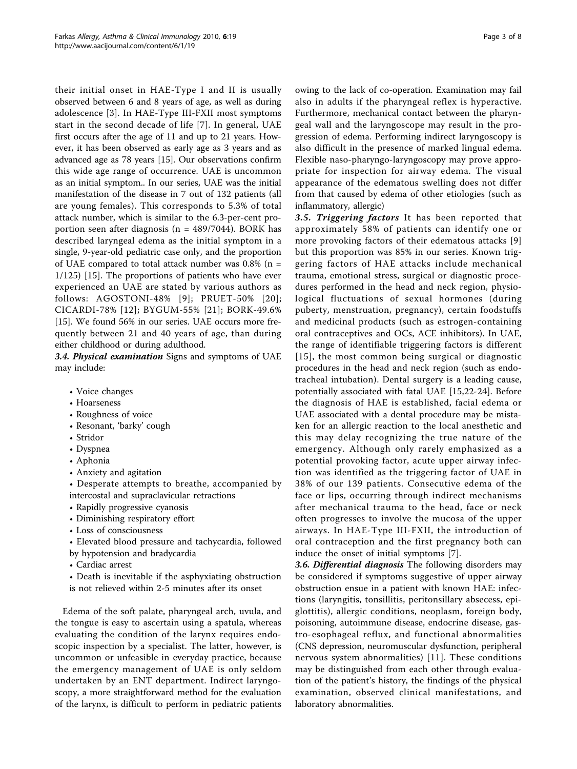their initial onset in HAE-Type I and II is usually observed between 6 and 8 years of age, as well as during adolescence [3]. In HAE-Type III-FXII most symptoms start in the second decade of life [7]. In general, UAE first occurs after the age of 11 and up to 21 years. However, it has been observed as early age as 3 years and as advanced age as 78 years [15]. Our observations confirm this wide age range of occurrence. UAE is uncommon as an initial symptom.. In our series, UAE was the initial manifestation of the disease in 7 out of 132 patients (all are young females). This corresponds to 5.3% of total attack number, which is similar to the 6.3-per-cent proportion seen after diagnosis (n = 489/7044). BORK has described laryngeal edema as the initial symptom in a single, 9-year-old pediatric case only, and the proportion of UAE compared to total attack number was 0.8% (n = 1/125) [15]. The proportions of patients who have ever experienced an UAE are stated by various authors as follows: AGOSTONI-48% [9]; PRUET-50% [20]; CICARDI-78% [12]; BYGUM-55% [21]; BORK-49.6% [15]. We found 56% in our series. UAE occurs more frequently between 21 and 40 years of age, than during either childhood or during adulthood.

***3.4. Physical examination*** Signs and symptoms of UAE may include:

- Voice changes
- Hoarseness
- Roughness of voice
- Resonant, 'barky' cough
- Stridor
- Dyspnea
- Aphonia
- Anxiety and agitation
- Desperate attempts to breathe, accompanied by intercostal and supraclavicular retractions
- Rapidly progressive cyanosis
- Diminishing respiratory effort
- Loss of consciousness
- Elevated blood pressure and tachycardia, followed by hypotension and bradycardia
- Cardiac arrest
- Death is inevitable if the asphyxiating obstruction is not relieved within 2-5 minutes after its onset

Edema of the soft palate, pharyngeal arch, uvula, and the tongue is easy to ascertain using a spatula, whereas evaluating the condition of the larynx requires endoscopic inspection by a specialist. The latter, however, is uncommon or unfeasible in everyday practice, because the emergency management of UAE is only seldom undertaken by an ENT department. Indirect laryngoscopy, a more straightforward method for the evaluation of the larynx, is difficult to perform in pediatric patients owing to the lack of co-operation. Examination may fail also in adults if the pharyngeal reflex is hyperactive. Furthermore, mechanical contact between the pharyngeal wall and the laryngoscope may result in the progression of edema. Performing indirect laryngoscopy is also difficult in the presence of marked lingual edema. Flexible naso-pharyngo-laryngoscopy may prove appropriate for inspection for airway edema. The visual appearance of the edematous swelling does not differ from that caused by edema of other etiologies (such as inflammatory, allergic)

***3.5. Triggering factors*** It has been reported that approximately 58% of patients can identify one or more provoking factors of their edematous attacks [9] but this proportion was 85% in our series. Known triggering factors of HAE attacks include mechanical trauma, emotional stress, surgical or diagnostic procedures performed in the head and neck region, physiological fluctuations of sexual hormones (during puberty, menstruation, pregnancy), certain foodstuffs and medicinal products (such as estrogen-containing oral contraceptives and OCs, ACE inhibitors). In UAE, the range of identifiable triggering factors is different [15], the most common being surgical or diagnostic procedures in the head and neck region (such as endotracheal intubation). Dental surgery is a leading cause, potentially associated with fatal UAE [15,22-24]. Before the diagnosis of HAE is established, facial edema or UAE associated with a dental procedure may be mistaken for an allergic reaction to the local anesthetic and this may delay recognizing the true nature of the emergency. Although only rarely emphasized as a potential provoking factor, acute upper airway infection was identified as the triggering factor of UAE in 38% of our 139 patients. Consecutive edema of the face or lips, occurring through indirect mechanisms after mechanical trauma to the head, face or neck often progresses to involve the mucosa of the upper airways. In HAE-Type III-FXII, the introduction of oral contraception and the first pregnancy both can induce the onset of initial symptoms [7].

***3.6. Differential diagnosis*** The following disorders may be considered if symptoms suggestive of upper airway obstruction ensue in a patient with known HAE: infections (laryngitis, tonsillitis, peritonsillary absecess, epiglottitis), allergic conditions, neoplasm, foreign body, poisoning, autoimmune disease, endocrine disease, gastro-esophageal reflux, and functional abnormalities (CNS depression, neuromuscular dysfunction, peripheral nervous system abnormalities) [11]. These conditions may be distinguished from each other through evaluation of the patient's history, the findings of the physical examination, observed clinical manifestations, and laboratory abnormalities.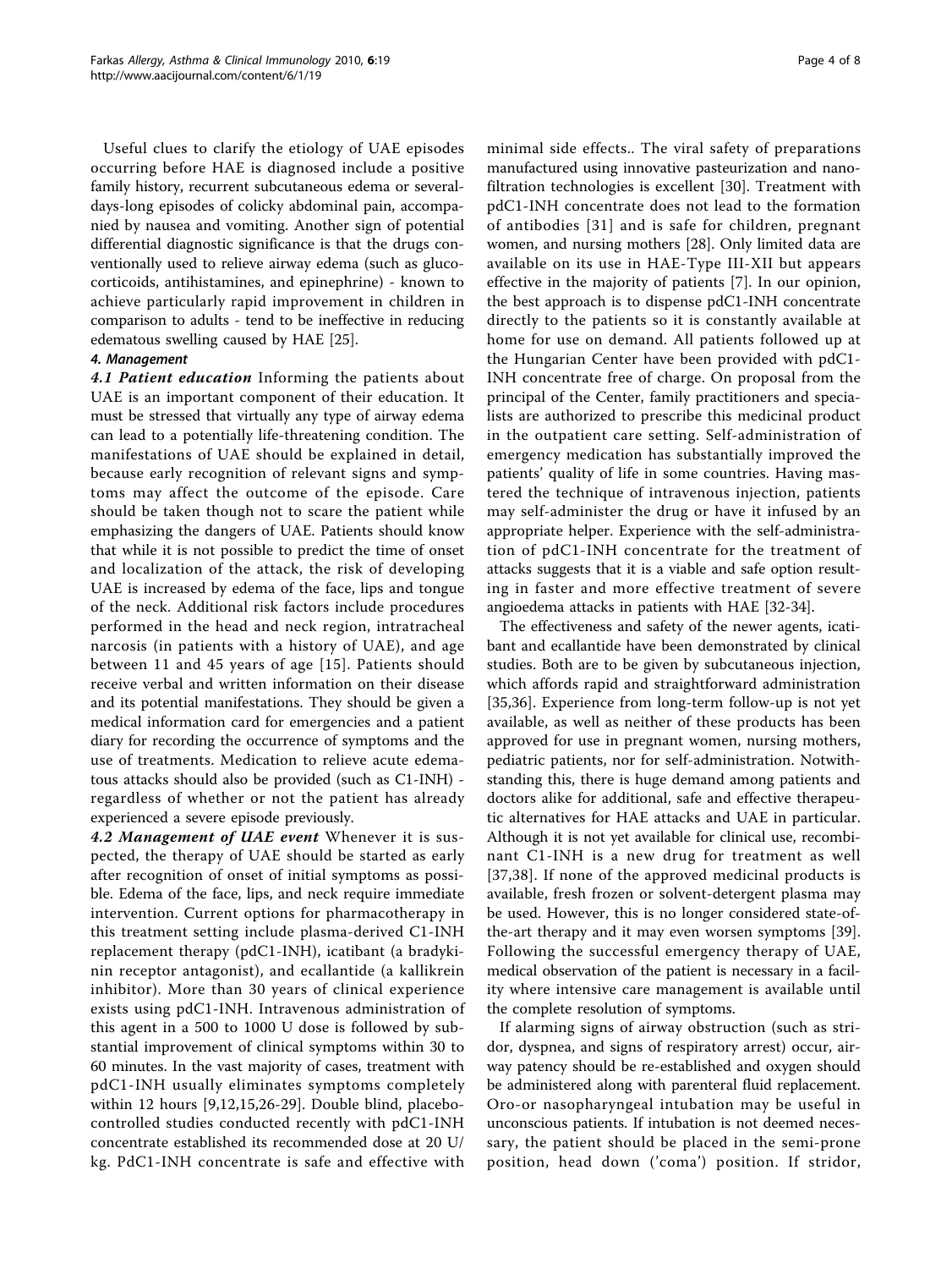Useful clues to clarify the etiology of UAE episodes occurring before HAE is diagnosed include a positive family history, recurrent subcutaneous edema or several-days-long episodes of colicky abdominal pain, accompanied by nausea and vomiting. Another sign of potential differential diagnostic significance is that the drugs conventionally used to relieve airway edema (such as glucocorticoids, antihistamines, and epinephrine) - known to achieve particularly rapid improvement in children in comparison to adults - tend to be ineffective in reducing edematous swelling caused by HAE [25].

### 4. Management

***4.1 Patient education*** Informing the patients about UAE is an important component of their education. It must be stressed that virtually any type of airway edema can lead to a potentially life-threatening condition. The manifestations of UAE should be explained in detail, because early recognition of relevant signs and symptoms may affect the outcome of the episode. Care should be taken though not to scare the patient while emphasizing the dangers of UAE. Patients should know that while it is not possible to predict the time of onset and localization of the attack, the risk of developing UAE is increased by edema of the face, lips and tongue of the neck. Additional risk factors include procedures performed in the head and neck region, intratracheal narcosis (in patients with a history of UAE), and age between 11 and 45 years of age [15]. Patients should receive verbal and written information on their disease and its potential manifestations. They should be given a medical information card for emergencies and a patient diary for recording the occurrence of symptoms and the use of treatments. Medication to relieve acute edematous attacks should also be provided (such as C1-INH) - regardless of whether or not the patient has already experienced a severe episode previously.

***4.2 Management of UAE event*** Whenever it is suspected, the therapy of UAE should be started as early after recognition of onset of initial symptoms as possible. Edema of the face, lips, and neck require immediate intervention. Current options for pharmacotherapy in this treatment setting include plasma-derived C1-INH replacement therapy (pdC1-INH), icatibant (a bradykinin receptor antagonist), and ecallantide (a kallikrein inhibitor). More than 30 years of clinical experience exists using pdC1-INH. Intravenous administration of this agent in a 500 to 1000 U dose is followed by substantial improvement of clinical symptoms within 30 to 60 minutes. In the vast majority of cases, treatment with pdC1-INH usually eliminates symptoms completely within 12 hours [9,12,15,26-29]. Double blind, placebo-controlled studies conducted recently with pdC1-INH concentrate established its recommended dose at 20 U/kg. PdC1-INH concentrate is safe and effective with minimal side effects.. The viral safety of preparations manufactured using innovative pasteurization and nanofiltration technologies is excellent [30]. Treatment with pdC1-INH concentrate does not lead to the formation of antibodies [31] and is safe for children, pregnant women, and nursing mothers [28]. Only limited data are available on its use in HAE-Type III-XII but appears effective in the majority of patients [7]. In our opinion, the best approach is to dispense pdC1-INH concentrate directly to the patients so it is constantly available at home for use on demand. All patients followed up at the Hungarian Center have been provided with pdC1-INH concentrate free of charge. On proposal from the principal of the Center, family practitioners and specialists are authorized to prescribe this medicinal product in the outpatient care setting. Self-administration of emergency medication has substantially improved the patients' quality of life in some countries. Having mastered the technique of intravenous injection, patients may self-administer the drug or have it infused by an appropriate helper. Experience with the self-administration of pdC1-INH concentrate for the treatment of attacks suggests that it is a viable and safe option resulting in faster and more effective treatment of severe angioedema attacks in patients with HAE [32-34].

The effectiveness and safety of the newer agents, icatibant and ecallantide have been demonstrated by clinical studies. Both are to be given by subcutaneous injection, which affords rapid and straightforward administration [35,36]. Experience from long-term follow-up is not yet available, as well as neither of these products has been approved for use in pregnant women, nursing mothers, pediatric patients, nor for self-administration. Notwithstanding this, there is huge demand among patients and doctors alike for additional, safe and effective therapeutic alternatives for HAE attacks and UAE in particular. Although it is not yet available for clinical use, recombinant C1-INH is a new drug for treatment as well [37,38]. If none of the approved medicinal products is available, fresh frozen or solvent-detergent plasma may be used. However, this is no longer considered state-of-the-art therapy and it may even worsen symptoms [39]. Following the successful emergency therapy of UAE, medical observation of the patient is necessary in a facility where intensive care management is available until the complete resolution of symptoms.

If alarming signs of airway obstruction (such as stridor, dyspnea, and signs of respiratory arrest) occur, airway patency should be re-established and oxygen should be administered along with parenteral fluid replacement. Oro-or nasopharyngeal intubation may be useful in unconscious patients. If intubation is not deemed necessary, the patient should be placed in the semi-prone position, head down ('coma') position. If stridor,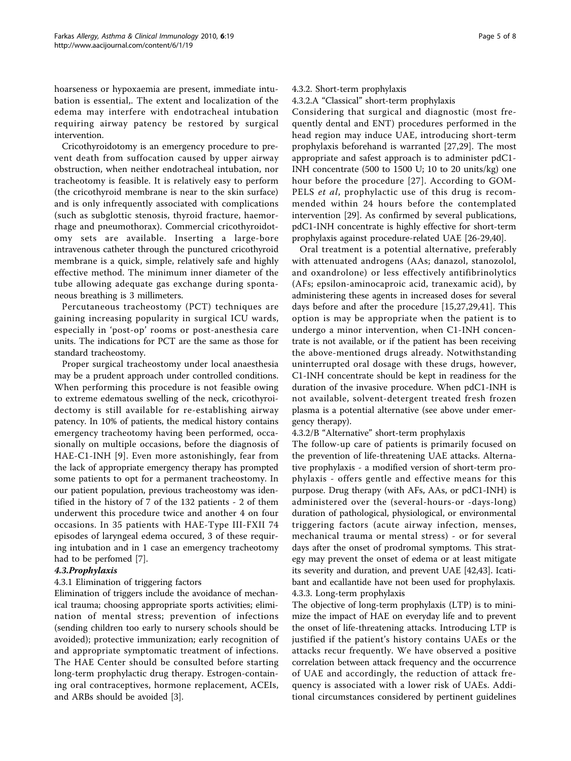hoarseness or hypoxaemia are present, immediate intubation is essential,. The extent and localization of the edema may interfere with endotracheal intubation requiring airway patency be restored by surgical intervention.

Cricothyroidotomy is an emergency procedure to prevent death from suffocation caused by upper airway obstruction, when neither endotracheal intubation, nor tracheotomy is feasible. It is relatively easy to perform (the cricothyroid membrane is near to the skin surface) and is only infrequently associated with complications (such as subglottic stenosis, thyroid fracture, haemorrhage and pneumothorax). Commercial cricothyroidotomy sets are available. Inserting a large-bore intravenous catheter through the punctured cricothyroid membrane is a quick, simple, relatively safe and highly effective method. The minimum inner diameter of the tube allowing adequate gas exchange during spontaneous breathing is 3 millimeters.

Percutaneous tracheostomy (PCT) techniques are gaining increasing popularity in surgical ICU wards, especially in 'post-op' rooms or post-anesthesia care units. The indications for PCT are the same as those for standard tracheostomy.

Proper surgical tracheostomy under local anaesthesia may be a prudent approach under controlled conditions. When performing this procedure is not feasible owing to extreme edematous swelling of the neck, cricothyroidectomy is still available for re-establishing airway patency. In 10% of patients, the medical history contains emergency tracheotomy having been performed, occasionally on multiple occasions, before the diagnosis of HAE-C1-INH [9]. Even more astonishingly, fear from the lack of appropriate emergency therapy has prompted some patients to opt for a permanent tracheostomy. In our patient population, previous tracheostomy was identified in the history of 7 of the 132 patients - 2 of them underwent this procedure twice and another 4 on four occasions. In 35 patients with HAE-Type III-FXII 74 episodes of laryngeal edema occured, 3 of these requiring intubation and in 1 case an emergency tracheotomy had to be perfomed [7].

### 4.3.Prophylaxis

#### 4.3.1 Elimination of triggering factors

Elimination of triggers include the avoidance of mechanical trauma; choosing appropriate sports activities; elimination of mental stress; prevention of infections (sending children too early to nursery schools should be avoided); protective immunization; early recognition of and appropriate symptomatic treatment of infections. The HAE Center should be consulted before starting long-term prophylactic drug therapy. Estrogen-containing oral contraceptives, hormone replacement, ACEIs, and ARBs should be avoided [3].

#### 4.3.2. Short-term prophylaxis

#### 4.3.2.A "Classical" short-term prophylaxis

Considering that surgical and diagnostic (most frequently dental and ENT) procedures performed in the head region may induce UAE, introducing short-term prophylaxis beforehand is warranted [27,29]. The most appropriate and safest approach is to administer pdC1-INH concentrate (500 to 1500 U; 10 to 20 units/kg) one hour before the procedure [27]. According to GOMPELS *et al*, prophylactic use of this drug is recommended within 24 hours before the contemplated intervention [29]. As confirmed by several publications, pdC1-INH concentrate is highly effective for short-term prophylaxis against procedure-related UAE [26-29,40].

Oral treatment is a potential alternative, preferably with attenuated androgens (AAs; danazol, stanozolol, and oxandrolone) or less effectively antifibrinolytics (AFs; epsilon-aminocaproic acid, tranexamic acid), by administering these agents in increased doses for several days before and after the procedure [15,27,29,41]. This option is may be appropriate when the patient is to undergo a minor intervention, when C1-INH concentrate is not available, or if the patient has been receiving the above-mentioned drugs already. Notwithstanding uninterrupted oral dosage with these drugs, however, C1-INH concentrate should be kept in readiness for the duration of the invasive procedure. When pdC1-INH is not available, solvent-detergent treated fresh frozen plasma is a potential alternative (see above under emergency therapy).

#### 4.3.2/B "Alternative" short-term prophylaxis

The follow-up care of patients is primarily focused on the prevention of life-threatening UAE attacks. Alternative prophylaxis - a modified version of short-term prophylaxis - offers gentle and effective means for this purpose. Drug therapy (with AFs, AAs, or pdC1-INH) is administered over the (several-hours-or -days-long) duration of pathological, physiological, or environmental triggering factors (acute airway infection, menses, mechanical trauma or mental stress) - or for several days after the onset of prodromal symptoms. This strategy may prevent the onset of edema or at least mitigate its severity and duration, and prevent UAE [42,43]. Icatibant and ecallantide have not been used for prophylaxis.

#### 4.3.3. Long-term prophylaxis

The objective of long-term prophylaxis (LTP) is to minimize the impact of HAE on everyday life and to prevent the onset of life-threatening attacks. Introducing LTP is justified if the patient's history contains UAEs or the attacks recur frequently. We have observed a positive correlation between attack frequency and the occurrence of UAE and accordingly, the reduction of attack frequency is associated with a lower risk of UAEs. Additional circumstances considered by pertinent guidelines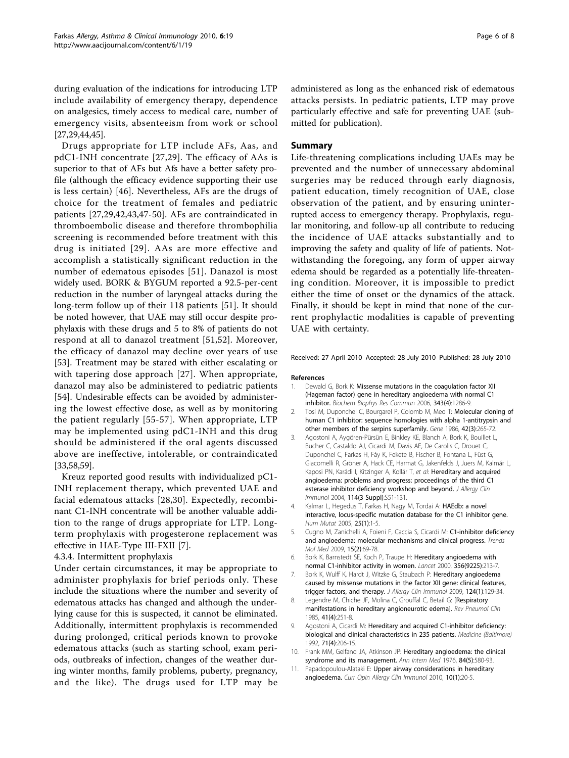during evaluation of the indications for introducing LTP include availability of emergency therapy, dependence on analgesics, timely access to medical care, number of emergency visits, absenteeism from work or school [27,29,44,45].

Drugs appropriate for LTP include AFs, Aas, and pdC1-INH concentrate [27,29]. The efficacy of AAs is superior to that of AFs but Afs have a better safety profile (although the efficacy evidence supporting their use is less certain) [46]. Nevertheless, AFs are the drugs of choice for the treatment of females and pediatric patients [27,29,42,43,47-50]. AFs are contraindicated in thromboembolic disease and therefore thrombophilia screening is recommended before treatment with this drug is initiated [29]. AAs are more effective and accomplish a statistically significant reduction in the number of edematous episodes [51]. Danazol is most widely used. BORK & BYGUM reported a 92.5-per-cent reduction in the number of laryngeal attacks during the long-term follow up of their 118 patients [51]. It should be noted however, that UAE may still occur despite prophylaxis with these drugs and 5 to 8% of patients do not respond at all to danazol treatment [51,52]. Moreover, the efficacy of danazol may decline over years of use [53]. Treatment may be stared with either escalating or with tapering dose approach [27]. When appropriate, danazol may also be administered to pediatric patients [54]. Undesirable effects can be avoided by administering the lowest effective dose, as well as by monitoring the patient regularly [55-57]. When appropriate, LTP may be implemented using pdC1-INH and this drug should be administered if the oral agents discussed above are ineffective, intolerable, or contraindicated [33,58,59].

Kreuz reported good results with individualized pC1-INH replacement therapy, which prevented UAE and facial edematous attacks [28,30]. Expectedly, recombinant C1-INH concentrate will be another valuable addition to the range of drugs appropriate for LTP. Long-term prophylaxis with progesterone replacement was effective in HAE-Type III-FXII [7].

4.3.4. Intermittent prophylaxis

Under certain circumstances, it may be appropriate to administer prophylaxis for brief periods only. These include the situations where the number and severity of edematous attacks has changed and although the underlying cause for this is suspected, it cannot be eliminated. Additionally, intermittent prophylaxis is recommended during prolonged, critical periods known to provoke edematous attacks (such as starting school, exam periods, outbreaks of infection, changes of the weather during winter months, family problems, puberty, pregnancy, and the like). The drugs used for LTP may be administered as long as the enhanced risk of edematous attacks persists. In pediatric patients, LTP may prove particularly effective and safe for preventing UAE (submitted for publication).

## Summary

Life-threatening complications including UAEs may be prevented and the number of unnecessary abdominal surgeries may be reduced through early diagnosis, patient education, timely recognition of UAE, close observation of the patient, and by ensuring uninterrupted access to emergency therapy. Prophylaxis, regular monitoring, and follow-up all contribute to reducing the incidence of UAE attacks substantially and to improving the safety and quality of life of patients. Notwithstanding the foregoing, any form of upper airway edema should be regarded as a potentially life-threatening condition. Moreover, it is impossible to predict either the time of onset or the dynamics of the attack. Finally, it should be kept in mind that none of the current prophylactic modalities is capable of preventing UAE with certainty.

Received: 27 April 2010 Accepted: 28 July 2010 Published: 28 July 2010

### References

1. Dewald G, Bork K: **Missense mutations in the coagulation factor XII (Hageman factor) gene in hereditary angioedema with normal C1 inhibitor.** *Biochem Biophys Res Commun* 2006, **343(4)**:1286-9.
2. Tosi M, Duponchel C, Bourgarel P, Colomb M, Meo T: **Molecular cloning of human C1 inhibitor: sequence homologies with alpha 1-antitrypsin and other members of the serpins superfamily.** *Gene* 1986, **42(3)**:265-72.
3. Agostoni A, Aygören-Pürsün E, Binkley KE, Blanch A, Bork K, Bouillet L, Bucher C, Castaldo AJ, Cicardi M, Davis AE, De Carolis C, Drouet C, Duponchel C, Farkas H, Fáy K, Fekete B, Fischer B, Fontana L, Füst G, Giacomelli R, Gröner A, Hack CE, Harmat G, Jakenfelds J, Juers M, Kalmár L, Kaposi PN, Karádi I, Kitzinger A, Kollár T, *et al*: **Hereditary and acquired angioedema: problems and progress: proceedings of the third C1 esterase inhibitor deficiency workshop and beyond.** *J Allergy Clin Immunol* 2004, **114(3 Suppl)**:S51-131.
4. Kalmar L, Hegedus T, Farkas H, Nagy M, Tordai A: **HAEdb: a novel interactive, locus-specific mutation database for the C1 inhibitor gene.** *Hum Mutat* 2005, **25(1)**:1-5.
5. Cugno M, Zanichelli A, Foieni F, Caccia S, Cicardi M: **C1-inhibitor deficiency and angioedema: molecular mechanisms and clinical progress.** *Trends Mol Med* 2009, **15(2)**:69-78.
6. Bork K, Barnstedt SE, Koch P, Traupe H: **Hereditary angioedema with normal C1-inhibitor activity in women.** *Lancet* 2000, **356(9225)**:213-7.
7. Bork K, Wulff K, Hardt J, Witzke G, Staubach P: **Hereditary angioedema caused by missense mutations in the factor XII gene: clinical features, trigger factors, and therapy.** *J Allergy Clin Immunol* 2009, **124(1)**:129-34.
8. Legendre M, Chiche JF, Molina C, Grouffal C, Betail G: **[Respiratory manifestations in hereditary angioneurotic edema].** *Rev Pneumol Clin* 1985, **41(4)**:251-8.
9. Agostoni A, Cicardi M: **Hereditary and acquired C1-inhibitor deficiency: biological and clinical characteristics in 235 patients.** *Medicine (Baltimore)* 1992, **71(4)**:206-15.
10. Frank MM, Gelfand JA, Atkinson JP: **Hereditary angioedema: the clinical syndrome and its management.** *Ann Intern Med* 1976, **84(5)**:580-93.
11. Papadopoulou-Alataki E: **Upper airway considerations in hereditary angioedema.** *Curr Opin Allergy Clin Immunol* 2010, **10(1)**:20-5.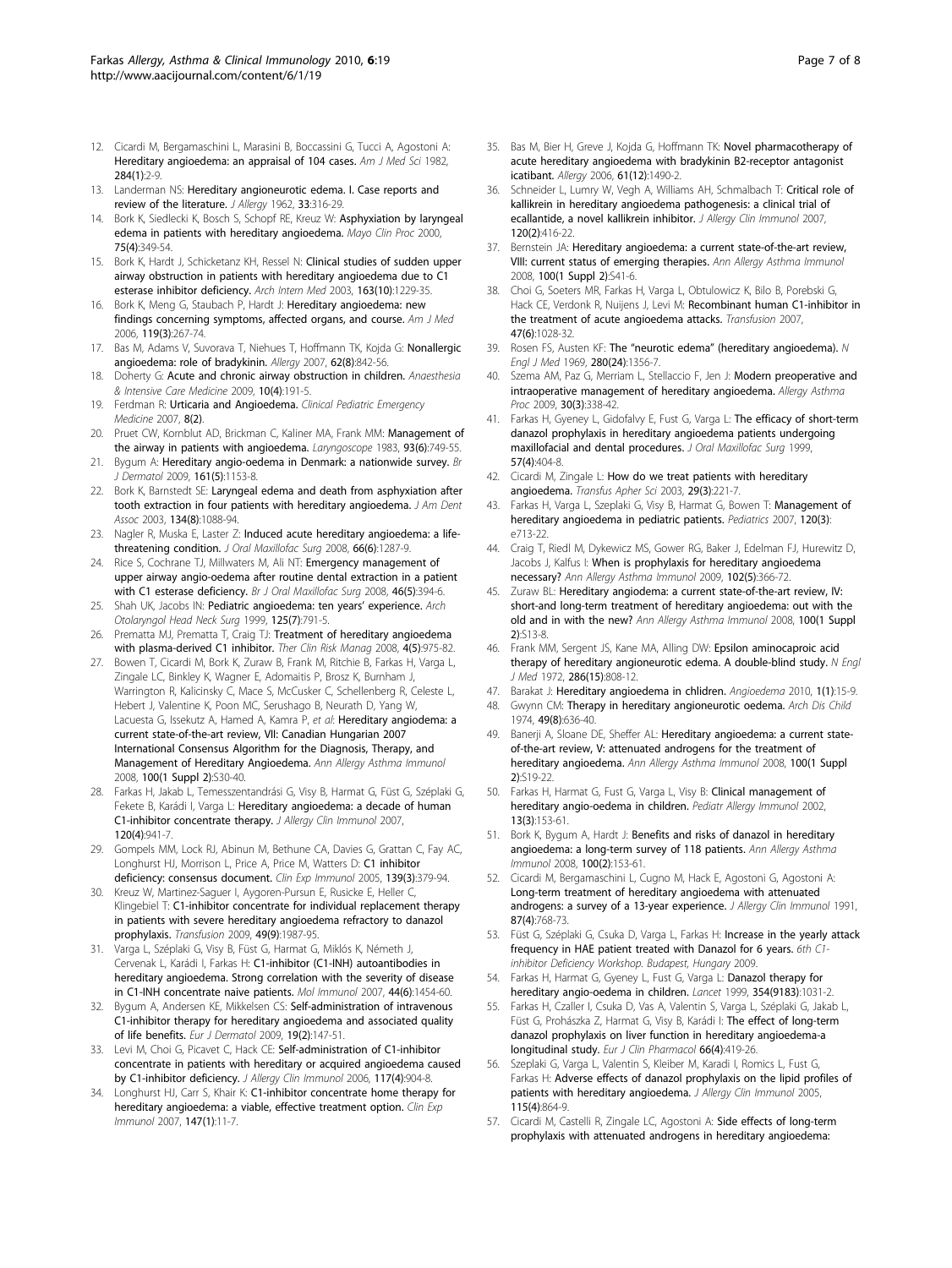12. Cicardi M, Bergamaschini L, Marasini B, Boccassini G, Tucci A, Agostoni A: Hereditary angioedema: an appraisal of 104 cases. *Am J Med Sci* 1982, 284(1):2-9.
13. Landerman NS: Hereditary angioneurotic edema. I. Case reports and review of the literature. *J Allergy* 1962, 33:316-29.
14. Bork K, Siedlecki K, Bosch S, Schopf RE, Kreuz W: Asphyxiation by laryngeal edema in patients with hereditary angioedema. *Mayo Clin Proc* 2000, 75(4):349-54.
15. Bork K, Hardt J, Schicketanz KH, Ressel N: Clinical studies of sudden upper airway obstruction in patients with hereditary angioedema due to C1 esterase inhibitor deficiency. *Arch Intern Med* 2003, 163(10):1229-35.
16. Bork K, Meng G, Staubach P, Hardt J: Hereditary angioedema: new findings concerning symptoms, affected organs, and course. *Am J Med* 2006, 119(3):267-74.
17. Bas M, Adams V, Suvorava T, Niehues T, Hoffmann TK, Kojda G: Nonallergic angioedema: role of bradykinin. *Allergy* 2007, 62(8):842-56.
18. Doherty G: Acute and chronic airway obstruction in children. *Anaesthesia & Intensive Care Medicine* 2009, 10(4):191-5.
19. Ferdman R: Urticaria and Angioedema. *Clinical Pediatric Emergency Medicine* 2007, 8(2).
20. Pruet CW, Kornblut AD, Brickman C, Kaliner MA, Frank MM: Management of the airway in patients with angioedema. *Laryngoscope* 1983, 93(6):749-55.
21. Bygum A: Hereditary angio-oedema in Denmark: a nationwide survey. *Br J Dermatol* 2009, 161(5):1153-8.
22. Bork K, Barnstedt SE: Laryngeal edema and death from asphyxiation after tooth extraction in four patients with hereditary angioedema. *J Am Dent Assoc* 2003, 134(8):1088-94.
23. Nagler R, Muska E, Laster Z: Induced acute hereditary angioedema: a life-threatening condition. *J Oral Maxillofac Surg* 2008, 66(6):1287-9.
24. Rice S, Cochrane TJ, Millwaters M, Ali NT: Emergency management of upper airway angio-oedema after routine dental extraction in a patient with C1 esterase deficiency. *Br J Oral Maxillofac Surg* 2008, 46(5):394-6.
25. Shah UK, Jacobs IN: Pediatric angioedema: ten years' experience. *Arch Otolaryngol Head Neck Surg* 1999, 125(7):791-5.
26. Prematta MJ, Prematta T, Craig TJ: Treatment of hereditary angioedema with plasma-derived C1 inhibitor. *Ther Clin Risk Manag* 2008, 4(5):975-82.
27. Bowen T, Cicardi M, Bork K, Zuraw B, Frank M, Ritchie B, Farkas H, Varga L, Zingale LC, Binkley K, Wagner E, Adomaitis P, Brosz K, Burnham J, Warrington R, Kalicinsky C, Mace S, McCusker C, Schellenberg R, Celeste L, Hebert J, Valentine K, Poon MC, Serushago B, Neurath D, Yang W, Lacuesta G, Issekutz A, Hamed A, Kamra P, *et al*: Hereditary angiodema: a current state-of-the-art review, VII: Canadian Hungarian 2007 International Consensus Algorithm for the Diagnosis, Therapy, and Management of Hereditary Angioedema. *Ann Allergy Asthma Immunol* 2008, 100(1 Suppl 2):S30-40.
28. Farkas H, Jakab L, Temesszentandrási G, Visy B, Harmat G, Füst G, Széplaki G, Fekete B, Karádi I, Varga L: Hereditary angioedema: a decade of human C1-inhibitor concentrate therapy. *J Allergy Clin Immunol* 2007, 120(4):941-7.
29. Gompels MM, Lock RJ, Abinun M, Bethune CA, Davies G, Grattan C, Fay AC, Longhurst HJ, Morrison L, Price A, Price M, Watters D: C1 inhibitor deficiency: consensus document. *Clin Exp Immunol* 2005, 139(3):379-94.
30. Kreuz W, Martinez-Saguer I, Aygoren-Pursun E, Rusicke E, Heller C, Klingebiel T: C1-inhibitor concentrate for individual replacement therapy in patients with severe hereditary angioedema refractory to danazol prophylaxis. *Transfusion* 2009, 49(9):1987-95.
31. Varga L, Széplaki G, Visy B, Füst G, Harmat G, Miklós K, Németh J, Cervenak L, Karádi I, Farkas H: C1-inhibitor (C1-INH) autoantibodies in hereditary angioedema. Strong correlation with the severity of disease in C1-INH concentrate naive patients. *Mol Immunol* 2007, 44(6):1454-60.
32. Bygum A, Andersen KE, Mikkelsen CS: Self-administration of intravenous C1-inhibitor therapy for hereditary angioedema and associated quality of life benefits. *Eur J Dermatol* 2009, 19(2):147-51.
33. Levi M, Choi G, Picavet C, Hack CE: Self-administration of C1-inhibitor concentrate in patients with hereditary or acquired angioedema caused by C1-inhibitor deficiency. *J Allergy Clin Immunol* 2006, 117(4):904-8.
34. Longhurst HJ, Carr S, Khair K: C1-inhibitor concentrate home therapy for hereditary angioedema: a viable, effective treatment option. *Clin Exp Immunol* 2007, 147(1):11-7.
35. Bas M, Bier H, Greve J, Kojda G, Hoffmann TK: Novel pharmacotherapy of acute hereditary angioedema with bradykinin B2-receptor antagonist icatibant. *Allergy* 2006, 61(12):1490-2.
36. Schneider L, Lumry W, Vegh A, Williams AH, Schmalbach T: Critical role of kallikrein in hereditary angioedema pathogenesis: a clinical trial of ecallantide, a novel kallikrein inhibitor. *J Allergy Clin Immunol* 2007, 120(2):416-22.
37. Bernstein JA: Hereditary angioedema: a current state-of-the-art review, VIII: current status of emerging therapies. *Ann Allergy Asthma Immunol* 2008, 100(1 Suppl 2):S41-6.
38. Choi G, Soeters MR, Farkas H, Varga L, Obtulowicz K, Bilo B, Porebski G, Hack CE, Verdonk R, Nuijens J, Levi M: Recombinant human C1-inhibitor in the treatment of acute angioedema attacks. *Transfusion* 2007, 47(6):1028-32.
39. Rosen FS, Austen KF: The "neurotic edema" (hereditary angioedema). *N Engl J Med* 1969, 280(24):1356-7.
40. Szema AM, Paz G, Merriam L, Stellaccio F, Jen J: Modern preoperative and intraoperative management of hereditary angioedema. *Allergy Asthma Proc* 2009, 30(3):338-42.
41. Farkas H, Gyeney L, Gidofalvy E, Fust G, Varga L: The efficacy of short-term danazol prophylaxis in hereditary angioedema patients undergoing maxillofacial and dental procedures. *J Oral Maxillofac Surg* 1999, 57(4):404-8.
42. Cicardi M, Zingale L: How do we treat patients with hereditary angioedema. *Transfus Apher Sci* 2003, 29(3):221-7.
43. Farkas H, Varga L, Szeplaki G, Visy B, Harmat G, Bowen T: Management of hereditary angioedema in pediatric patients. *Pediatrics* 2007, 120(3):e713-22.
44. Craig T, Riedl M, Dykewicz MS, Gower RG, Baker J, Edelman FJ, Hurewitz D, Jacobs J, Kalfus I: When is prophylaxis for hereditary angioedema necessary? *Ann Allergy Asthma Immunol* 2009, 102(5):366-72.
45. Zuraw BL: Hereditary angiodema: a current state-of-the-art review, IV: short-and long-term treatment of hereditary angioedema: out with the old and in with the new? *Ann Allergy Asthma Immunol* 2008, 100(1 Suppl 2):S13-8.
46. Frank MM, Sergent JS, Kane MA, Alling DW: Epsilon aminocaproic acid therapy of hereditary angioneurotic edema. A double-blind study. *N Engl J Med* 1972, 286(15):808-12.
47. Barakat J: Hereditary angioedema in chlidren. *Angioedema* 2010, 1(1):15-9.
48. Gwynn CM: Therapy in hereditary angioneurotic oedema. *Arch Dis Child* 1974, 49(8):636-40.
49. Banerji A, Sloane DE, Sheffer AL: Hereditary angioedema: a current state-of-the-art review, V: attenuated androgens for the treatment of hereditary angioedema. *Ann Allergy Asthma Immunol* 2008, 100(1 Suppl 2):S19-22.
50. Farkas H, Harmat G, Fust G, Varga L, Visy B: Clinical management of hereditary angio-oedema in children. *Pediatr Allergy Immunol* 2002, 13(3):153-61.
51. Bork K, Bygum A, Hardt J: Benefits and risks of danazol in hereditary angioedema: a long-term survey of 118 patients. *Ann Allergy Asthma Immunol* 2008, 100(2):153-61.
52. Cicardi M, Bergamaschini L, Cugno M, Hack E, Agostoni G, Agostoni A: Long-term treatment of hereditary angioedema with attenuated androgens: a survey of a 13-year experience. *J Allergy Clin Immunol* 1991, 87(4):768-73.
53. Füst G, Széplaki G, Csuka D, Varga L, Farkas H: Increase in the yearly attack frequency in HAE patient treated with Danazol for 6 years. *6th C1-inhibitor Deficiency Workshop. Budapest, Hungary* 2009.
54. Farkas H, Harmat G, Gyeney L, Fust G, Varga L: Danazol therapy for hereditary angio-oedema in children. *Lancet* 1999, 354(9183):1031-2.
55. Farkas H, Czaller I, Csuka D, Vas A, Valentin S, Varga L, Széplaki G, Jakab L, Füst G, Prohászka Z, Harmat G, Visy B, Karádi I: The effect of long-term danazol prophylaxis on liver function in hereditary angioedema-a longitudinal study. *Eur J Clin Pharmacol* 66(4):419-26.
56. Szeplaki G, Varga L, Valentin S, Kleiber M, Karadi I, Romics L, Fust G, Farkas H: Adverse effects of danazol prophylaxis on the lipid profiles of patients with hereditary angioedema. *J Allergy Clin Immunol* 2005, 115(4):864-9.
57. Cicardi M, Castelli R, Zingale LC, Agostoni A: Side effects of long-term prophylaxis with attenuated androgens in hereditary angioedema: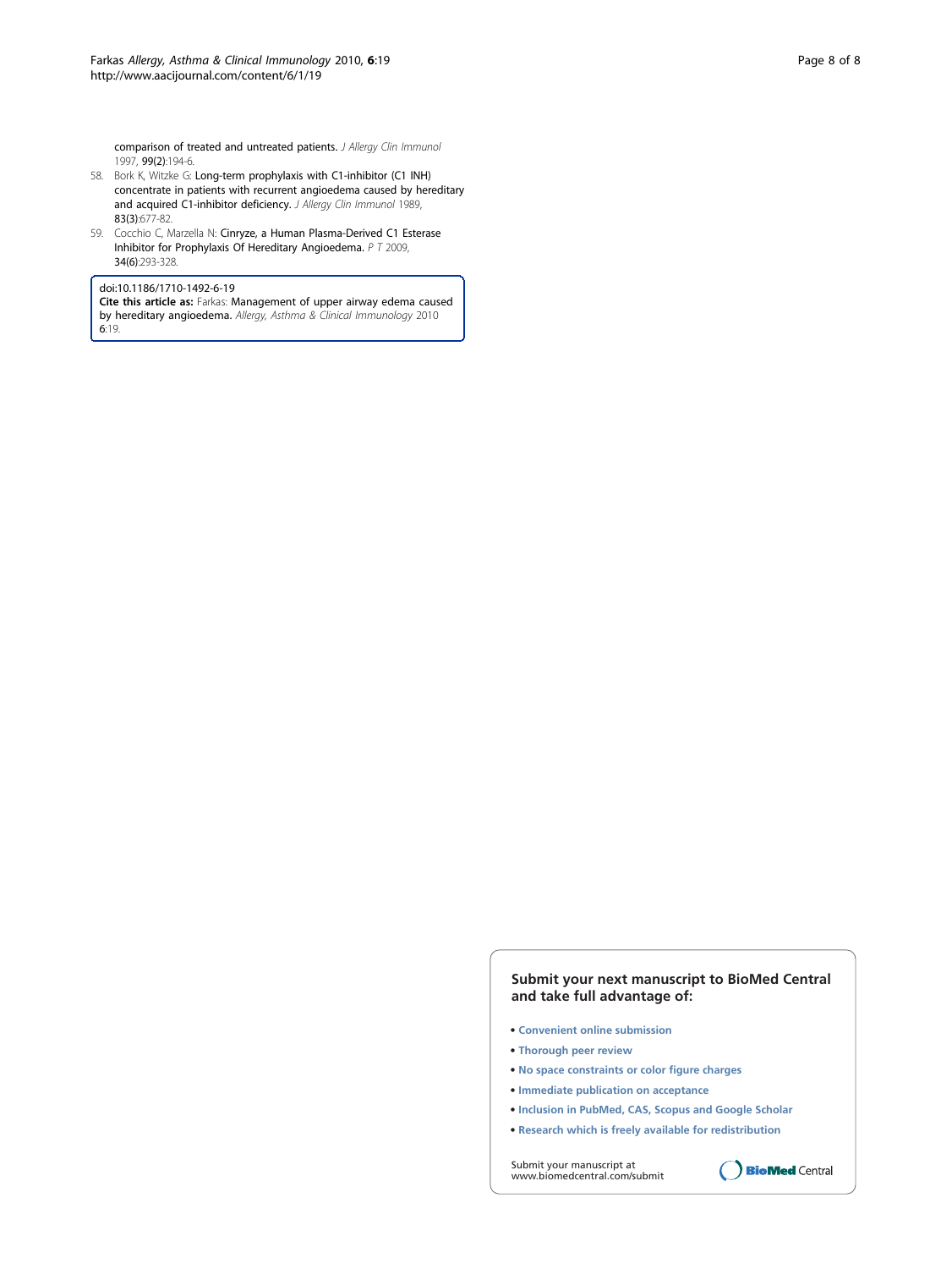comparison of treated and untreated patients. *J Allergy Clin Immunol* 1997, **99(2)**:194-6.

58. Bork K, Witzke G: **Long-term prophylaxis with C1-inhibitor (C1 INH) concentrate in patients with recurrent angioedema caused by hereditary and acquired C1-inhibitor deficiency.** *J Allergy Clin Immunol* 1989, **83(3)**:677-82.
59. Cocchio C, Marzella N: **Cinryze, a Human Plasma-Derived C1 Esterase Inhibitor for Prophylaxis Of Hereditary Angioedema.** *P T* 2009, **34(6)**:293-328.

doi:10.1186/1710-1492-6-19

**Cite this article as:** Farkas: **Management of upper airway edema caused by hereditary angioedema.** *Allergy, Asthma & Clinical Immunology* 2010 **6**:19.

**Submit your next manuscript to BioMed Central and take full advantage of:**

- **Convenient online submission**
- **Thorough peer review**
- **No space constraints or color figure charges**
- **Immediate publication on acceptance**
- **Inclusion in PubMed, CAS, Scopus and Google Scholar**
- **Research which is freely available for redistribution**

Submit your manuscript at
www.biomedcentral.com/submit

BioMed Central